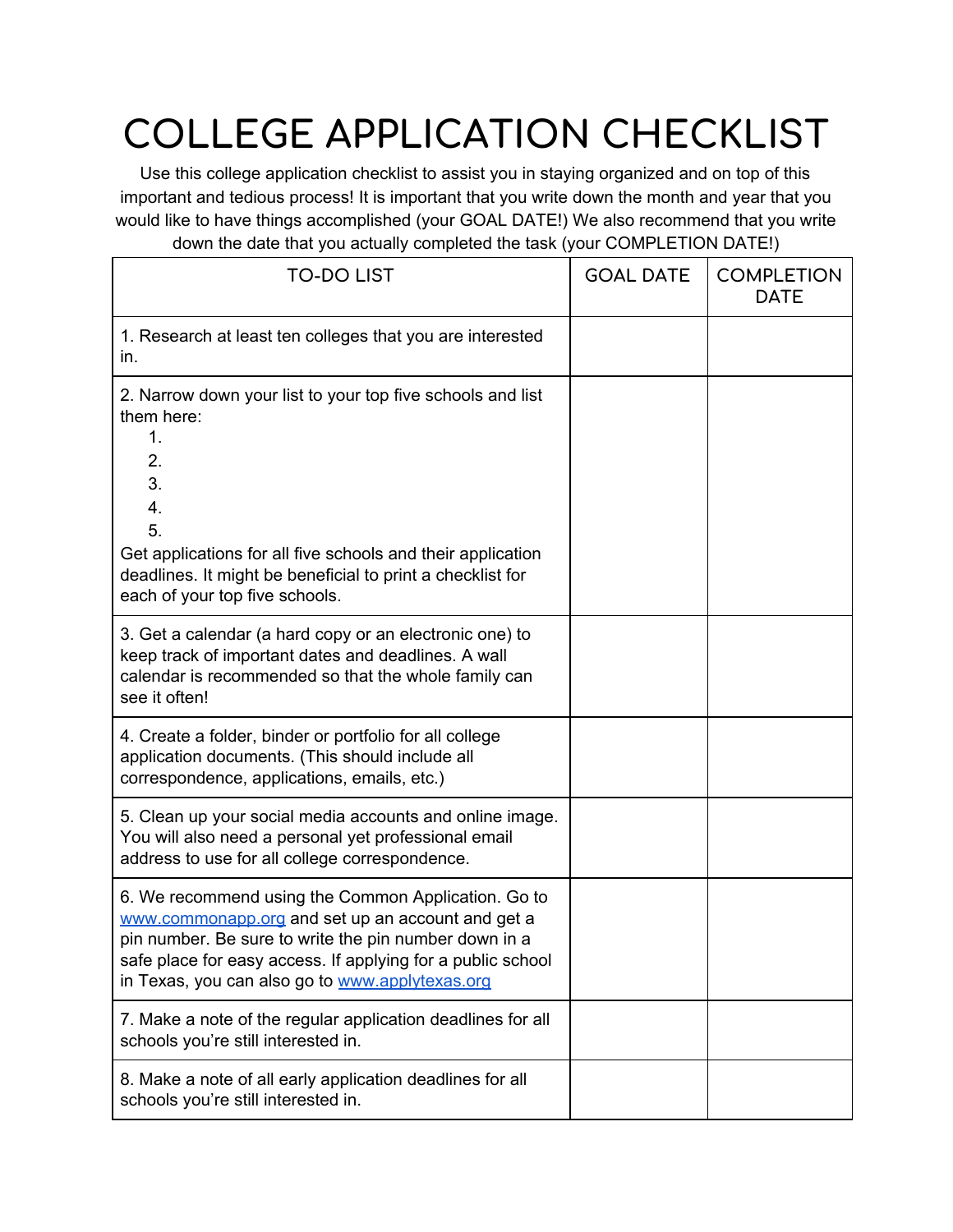# COLLEGE APPLICATION CHECKLIST

Use this college application checklist to assist you in staying organized and on top of this important and tedious process! It is important that you write down the month and year that you would like to have things accomplished (your GOAL DATE!) We also recommend that you write down the date that you actually completed the task (your COMPLETION DATE!)

| TO-DO LIST | GOAL DATE | COMPLETION DATE |
|---|---|---|
| 1. Research at least ten colleges that you are interested in. | | |
| 2. Narrow down your list to your top five schools and list them here:<br>1.<br>2.<br>3.<br>4.<br>5.<br>Get applications for all five schools and their application deadlines. It might be beneficial to print a checklist for each of your top five schools. | | |
| 3. Get a calendar (a hard copy or an electronic one) to keep track of important dates and deadlines. A wall calendar is recommended so that the whole family can see it often! | | |
| 4. Create a folder, binder or portfolio for all college application documents. (This should include all correspondence, applications, emails, etc.) | | |
| 5. Clean up your social media accounts and online image. You will also need a personal yet professional email address to use for all college correspondence. | | |
| 6. We recommend using the Common Application. Go to [www.commonapp.org](http://www.commonapp.org) and set up an account and get a pin number. Be sure to write the pin number down in a safe place for easy access. If applying for a public school in Texas, you can also go to [www.applytexas.org](http://www.applytexas.org) | | |
| 7. Make a note of the regular application deadlines for all schools you're still interested in. | | |
| 8. Make a note of all early application deadlines for all schools you're still interested in. | | |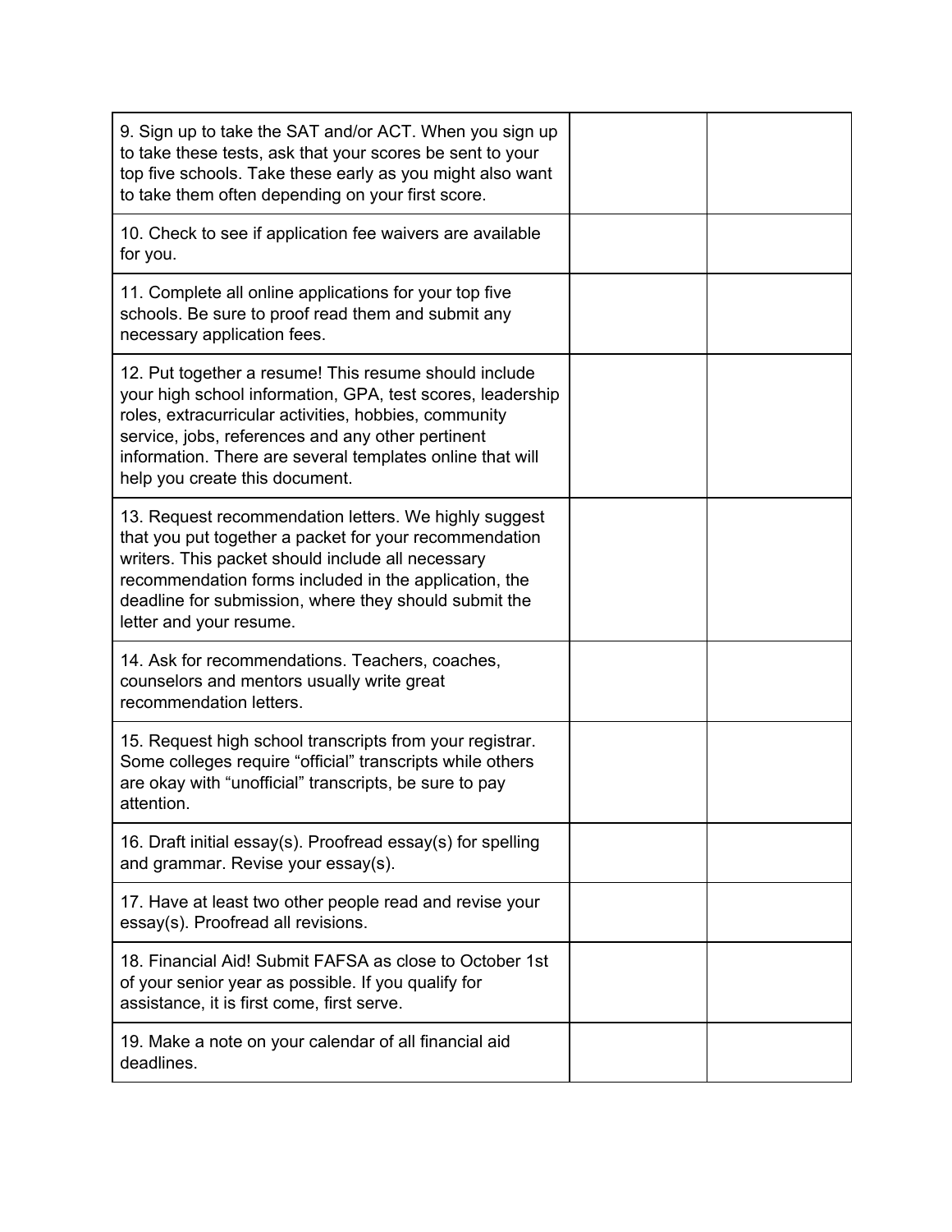| | | |
|---|---|---|
| 9. Sign up to take the SAT and/or ACT. When you sign up to take these tests, ask that your scores be sent to your top five schools. Take these early as you might also want to take them often depending on your first score. | | |
| 10. Check to see if application fee waivers are available for you. | | |
| 11. Complete all online applications for your top five schools. Be sure to proof read them and submit any necessary application fees. | | |
| 12. Put together a resume! This resume should include your high school information, GPA, test scores, leadership roles, extracurricular activities, hobbies, community service, jobs, references and any other pertinent information. There are several templates online that will help you create this document. | | |
| 13. Request recommendation letters. We highly suggest that you put together a packet for your recommendation writers. This packet should include all necessary recommendation forms included in the application, the deadline for submission, where they should submit the letter and your resume. | | |
| 14. Ask for recommendations. Teachers, coaches, counselors and mentors usually write great recommendation letters. | | |
| 15. Request high school transcripts from your registrar. Some colleges require "official" transcripts while others are okay with "unofficial" transcripts, be sure to pay attention. | | |
| 16. Draft initial essay(s). Proofread essay(s) for spelling and grammar. Revise your essay(s). | | |
| 17. Have at least two other people read and revise your essay(s). Proofread all revisions. | | |
| 18. Financial Aid! Submit FAFSA as close to October 1st of your senior year as possible. If you qualify for assistance, it is first come, first serve. | | |
| 19. Make a note on your calendar of all financial aid deadlines. | | |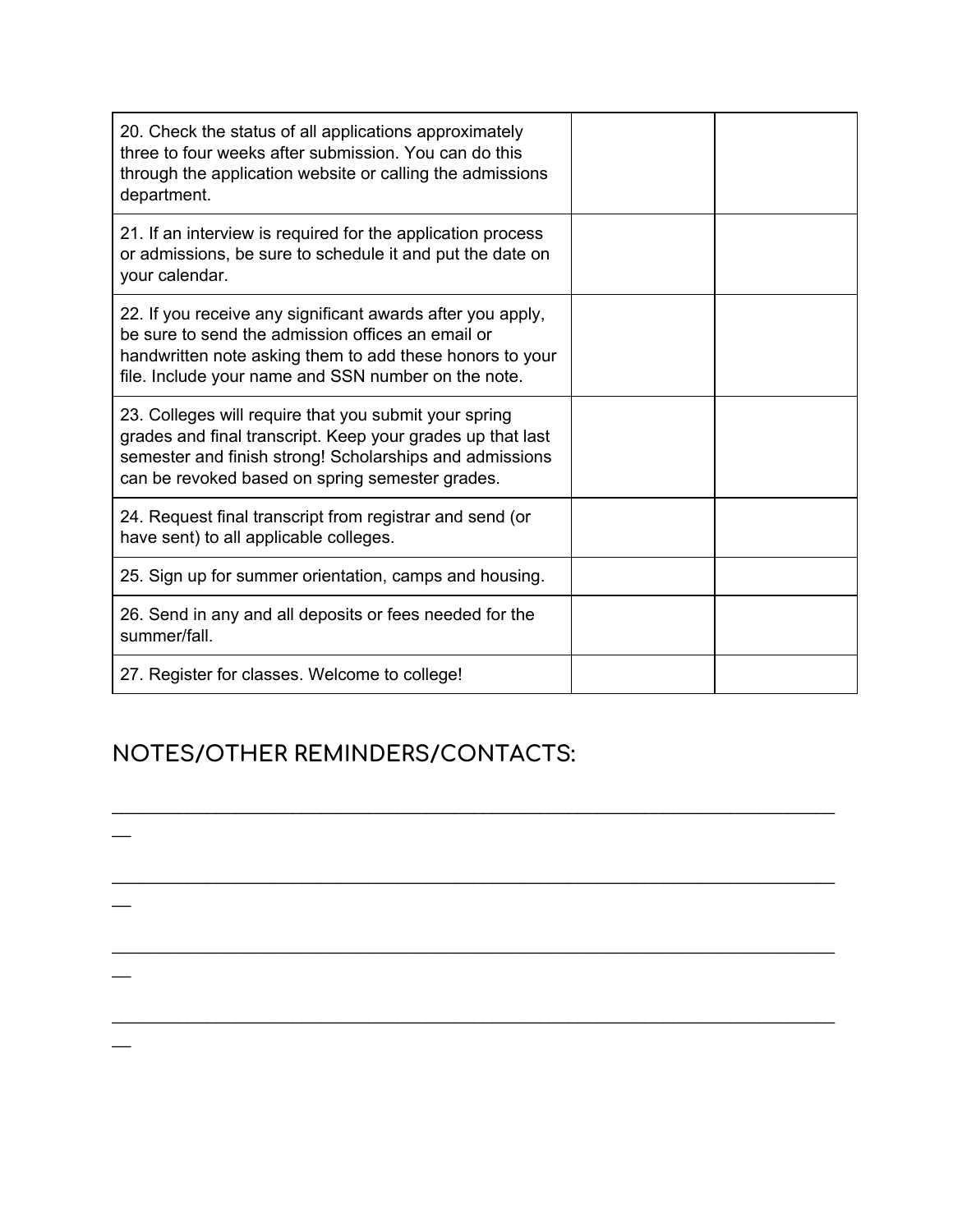| | | |
|---|---|---|
| 20. Check the status of all applications approximately three to four weeks after submission. You can do this through the application website or calling the admissions department. | | |
| 21. If an interview is required for the application process or admissions, be sure to schedule it and put the date on your calendar. | | |
| 22. If you receive any significant awards after you apply, be sure to send the admission offices an email or handwritten note asking them to add these honors to your file. Include your name and SSN number on the note. | | |
| 23. Colleges will require that you submit your spring grades and final transcript. Keep your grades up that last semester and finish strong! Scholarships and admissions can be revoked based on spring semester grades. | | |
| 24. Request final transcript from registrar and send (or have sent) to all applicable colleges. | | |
| 25. Sign up for summer orientation, camps and housing. | | |
| 26. Send in any and all deposits or fees needed for the summer/fall. | | |
| 27. Register for classes. Welcome to college! | | |

## NOTES/OTHER REMINDERS/CONTACTS:

______________________________________________________________________________

______________________________________________________________________________

______________________________________________________________________________

______________________________________________________________________________